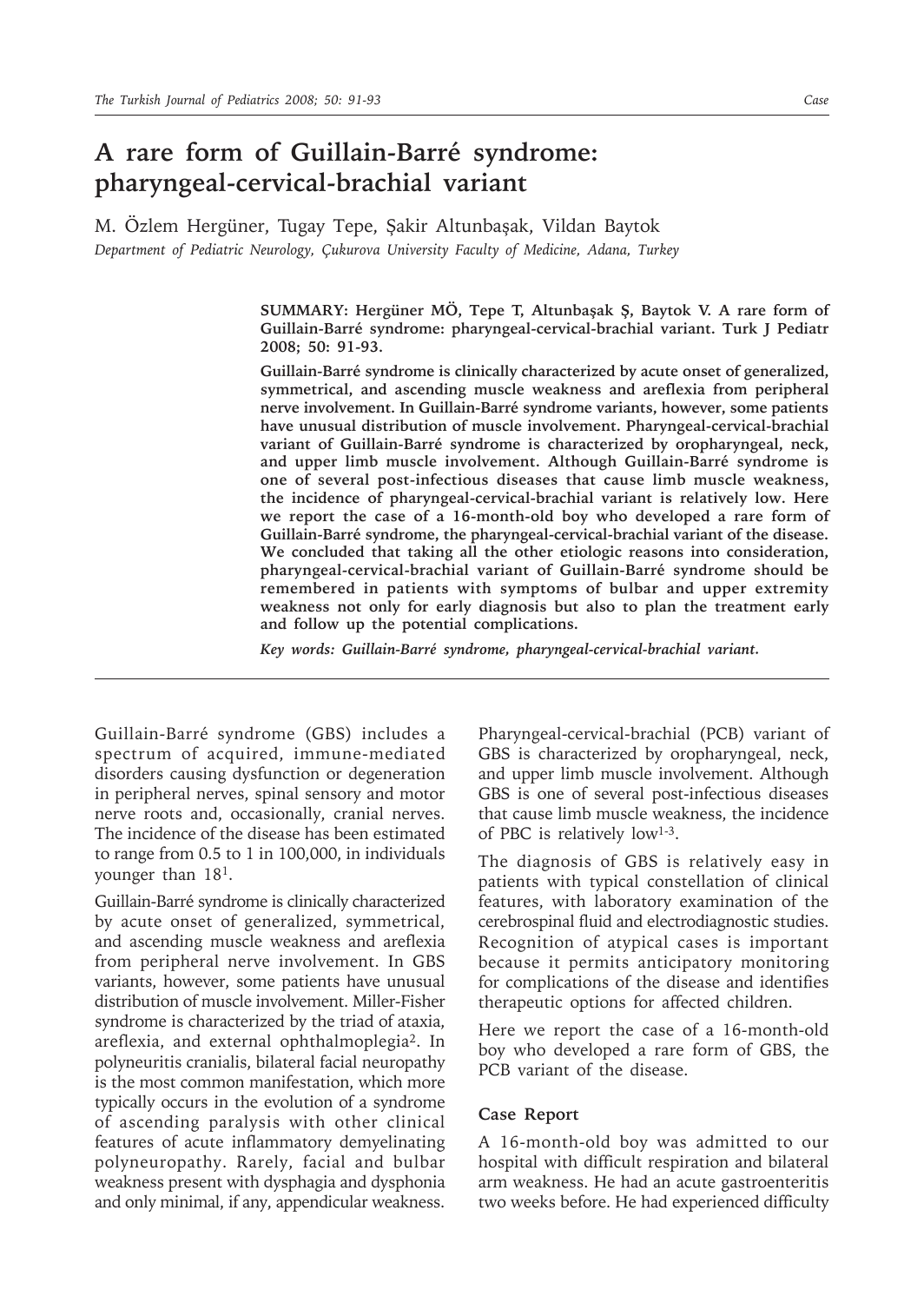# A rare form of Guillain-Barré syndrome: pharyngeal-cervical-brachial variant

M. Özlem Hergüner, Tugay Tepe, Şakir Altunbaşak, Vildan Baytok

*Department of Pediatric Neurology, Çukurova University Faculty of Medicine, Adana, Turkey*

**SUMMARY: Hergüner MÖ, Tepe T, Altunbaşak Ş, Baytok V. A rare form of Guillain-Barré syndrome: pharyngeal-cervical-brachial variant. Turk J Pediatr 2008; 50: 91-93.**

**Guillain-Barré syndrome is clinically characterized by acute onset of generalized, symmetrical, and ascending muscle weakness and areflexia from peripheral nerve involvement. In Guillain-Barré syndrome variants, however, some patients have unusual distribution of muscle involvement. Pharyngeal-cervical-brachial variant of Guillain-Barré syndrome is characterized by oropharyngeal, neck, and upper limb muscle involvement. Although Guillain-Barré syndrome is one of several post-infectious diseases that cause limb muscle weakness, the incidence of pharyngeal-cervical-brachial variant is relatively low. Here we report the case of a 16-month-old boy who developed a rare form of Guillain-Barré syndrome, the pharyngeal-cervical-brachial variant of the disease. We concluded that taking all the other etiologic reasons into consideration, pharyngeal-cervical-brachial variant of Guillain-Barré syndrome should be remembered in patients with symptoms of bulbar and upper extremity weakness not only for early diagnosis but also to plan the treatment early and follow up the potential complications.**

*Key words: Guillain-Barré syndrome, pharyngeal-cervical-brachial variant.*

Guillain-Barré syndrome (GBS) includes a spectrum of acquired, immune-mediated disorders causing dysfunction or degeneration in peripheral nerves, spinal sensory and motor nerve roots and, occasionally, cranial nerves. The incidence of the disease has been estimated to range from 0.5 to 1 in 100,000, in individuals younger than 18[1].

Guillain-Barré syndrome is clinically characterized by acute onset of generalized, symmetrical, and ascending muscle weakness and areflexia from peripheral nerve involvement. In GBS variants, however, some patients have unusual distribution of muscle involvement. Miller-Fisher syndrome is characterized by the triad of ataxia, areflexia, and external ophthalmoplegia[2]. In polyneuritis cranialis, bilateral facial neuropathy is the most common manifestation, which more typically occurs in the evolution of a syndrome of ascending paralysis with other clinical features of acute inflammatory demyelinating polyneuropathy. Rarely, facial and bulbar weakness present with dysphagia and dysphonia and only minimal, if any, appendicular weakness. Pharyngeal-cervical-brachial (PCB) variant of GBS is characterized by oropharyngeal, neck, and upper limb muscle involvement. Although GBS is one of several post-infectious diseases that cause limb muscle weakness, the incidence of PBC is relatively low[1-3].

The diagnosis of GBS is relatively easy in patients with typical constellation of clinical features, with laboratory examination of the cerebrospinal fluid and electrodiagnostic studies. Recognition of atypical cases is important because it permits anticipatory monitoring for complications of the disease and identifies therapeutic options for affected children.

Here we report the case of a 16-month-old boy who developed a rare form of GBS, the PCB variant of the disease.

## Case Report

A 16-month-old boy was admitted to our hospital with difficult respiration and bilateral arm weakness. He had an acute gastroenteritis two weeks before. He had experienced difficulty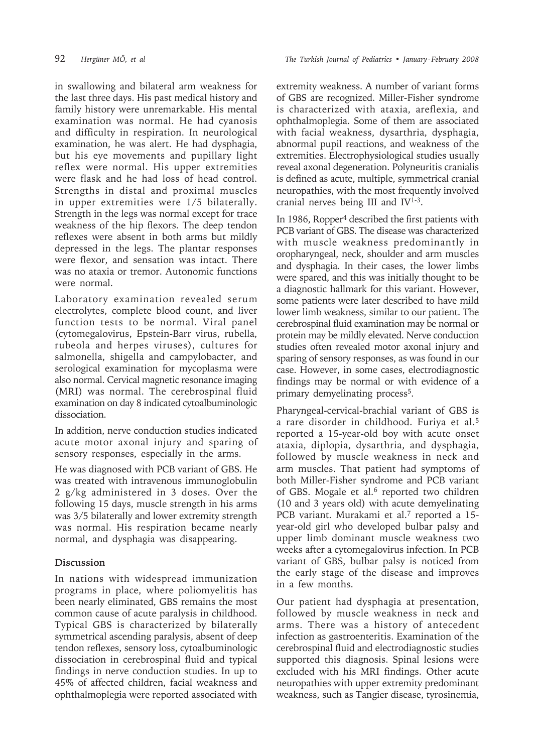in swallowing and bilateral arm weakness for the last three days. His past medical history and family history were unremarkable. His mental examination was normal. He had cyanosis and difficulty in respiration. In neurological examination, he was alert. He had dysphagia, but his eye movements and pupillary light reflex were normal. His upper extremities were flask and he had loss of head control. Strengths in distal and proximal muscles in upper extremities were 1/5 bilaterally. Strength in the legs was normal except for trace weakness of the hip flexors. The deep tendon reflexes were absent in both arms but mildly depressed in the legs. The plantar responses were flexor, and sensation was intact. There was no ataxia or tremor. Autonomic functions were normal.

Laboratory examination revealed serum electrolytes, complete blood count, and liver function tests to be normal. Viral panel (cytomegalovirus, Epstein-Barr virus, rubella, rubeola and herpes viruses), cultures for salmonella, shigella and campylobacter, and serological examination for mycoplasma were also normal. Cervical magnetic resonance imaging (MRI) was normal. The cerebrospinal fluid examination on day 8 indicated cytoalbuminologic dissociation.

In addition, nerve conduction studies indicated acute motor axonal injury and sparing of sensory responses, especially in the arms.

He was diagnosed with PCB variant of GBS. He was treated with intravenous immunoglobulin 2 g/kg administered in 3 doses. Over the following 15 days, muscle strength in his arms was 3/5 bilaterally and lower extremity strength was normal. His respiration became nearly normal, and dysphagia was disappearing.

## Discussion

In nations with widespread immunization programs in place, where poliomyelitis has been nearly eliminated, GBS remains the most common cause of acute paralysis in childhood. Typical GBS is characterized by bilaterally symmetrical ascending paralysis, absent of deep tendon reflexes, sensory loss, cytoalbuminologic dissociation in cerebrospinal fluid and typical findings in nerve conduction studies. In up to 45% of affected children, facial weakness and ophthalmoplegia were reported associated with extremity weakness. A number of variant forms of GBS are recognized. Miller-Fisher syndrome is characterized with ataxia, areflexia, and ophthalmoplegia. Some of them are associated with facial weakness, dysarthria, dysphagia, abnormal pupil reactions, and weakness of the extremities. Electrophysiological studies usually reveal axonal degeneration. Polyneuritis cranialis is defined as acute, multiple, symmetrical cranial neuropathies, with the most frequently involved cranial nerves being III and IV[1-3].

In 1986, Ropper[4] described the first patients with PCB variant of GBS. The disease was characterized with muscle weakness predominantly in oropharyngeal, neck, shoulder and arm muscles and dysphagia. In their cases, the lower limbs were spared, and this was initially thought to be a diagnostic hallmark for this variant. However, some patients were later described to have mild lower limb weakness, similar to our patient. The cerebrospinal fluid examination may be normal or protein may be mildly elevated. Nerve conduction studies often revealed motor axonal injury and sparing of sensory responses, as was found in our case. However, in some cases, electrodiagnostic findings may be normal or with evidence of a primary demyelinating process[5].

Pharyngeal-cervical-brachial variant of GBS is a rare disorder in childhood. Furiya et al.[5] reported a 15-year-old boy with acute onset ataxia, diplopia, dysarthria, and dysphagia, followed by muscle weakness in neck and arm muscles. That patient had symptoms of both Miller-Fisher syndrome and PCB variant of GBS. Mogale et al.[6] reported two children (10 and 3 years old) with acute demyelinating PCB variant. Murakami et al.[7] reported a 15-year-old girl who developed bulbar palsy and upper limb dominant muscle weakness two weeks after a cytomegalovirus infection. In PCB variant of GBS, bulbar palsy is noticed from the early stage of the disease and improves in a few months.

Our patient had dysphagia at presentation, followed by muscle weakness in neck and arms. There was a history of antecedent infection as gastroenteritis. Examination of the cerebrospinal fluid and electrodiagnostic studies supported this diagnosis. Spinal lesions were excluded with his MRI findings. Other acute neuropathies with upper extremity predominant weakness, such as Tangier disease, tyrosinemia,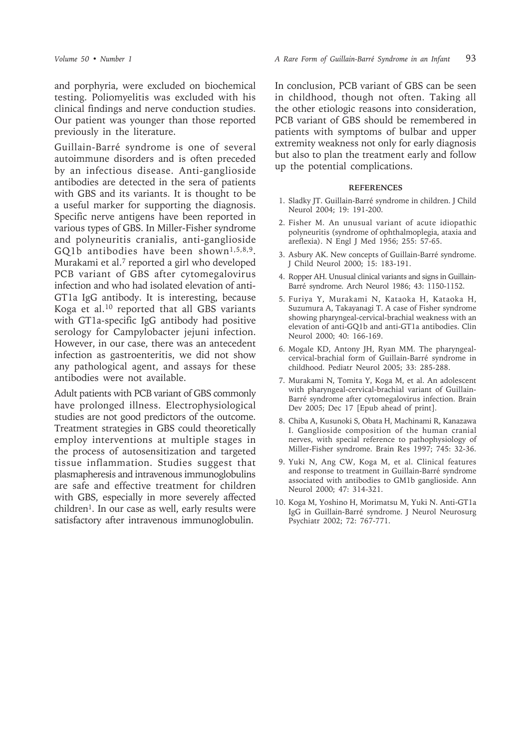and porphyria, were excluded on biochemical testing. Poliomyelitis was excluded with his clinical findings and nerve conduction studies. Our patient was younger than those reported previously in the literature.

Guillain-Barré syndrome is one of several autoimmune disorders and is often preceded by an infectious disease. Anti-ganglioside antibodies are detected in the sera of patients with GBS and its variants. It is thought to be a useful marker for supporting the diagnosis. Specific nerve antigens have been reported in various types of GBS. In Miller-Fisher syndrome and polyneuritis cranialis, anti-ganglioside GQ1b antibodies have been shown[1,5,8,9]. Murakami et al.[7] reported a girl who developed PCB variant of GBS after cytomegalovirus infection and who had isolated elevation of anti-GT1a IgG antibody. It is interesting, because Koga et al.[10] reported that all GBS variants with GT1a-specific IgG antibody had positive serology for Campylobacter jejuni infection. However, in our case, there was an antecedent infection as gastroenteritis, we did not show any pathological agent, and assays for these antibodies were not available.

Adult patients with PCB variant of GBS commonly have prolonged illness. Electrophysiological studies are not good predictors of the outcome. Treatment strategies in GBS could theoretically employ interventions at multiple stages in the process of autosensitization and targeted tissue inflammation. Studies suggest that plasmapheresis and intravenous immunoglobulins are safe and effective treatment for children with GBS, especially in more severely affected children[1]. In our case as well, early results were satisfactory after intravenous immunoglobulin.

In conclusion, PCB variant of GBS can be seen in childhood, though not often. Taking all the other etiologic reasons into consideration, PCB variant of GBS should be remembered in patients with symptoms of bulbar and upper extremity weakness not only for early diagnosis but also to plan the treatment early and follow up the potential complications.

## REFERENCES

1. Sladky JT. Guillain-Barré syndrome in children. J Child Neurol 2004; 19: 191-200.
2. Fisher M. An unusual variant of acute idiopathic polyneuritis (syndrome of ophthalmoplegia, ataxia and areflexia). N Engl J Med 1956; 255: 57-65.
3. Asbury AK. New concepts of Guillain-Barré syndrome. J Child Neurol 2000; 15: 183-191.
4. Ropper AH. Unusual clinical variants and signs in Guillain-Barré syndrome. Arch Neurol 1986; 43: 1150-1152.
5. Furiya Y, Murakami N, Kataoka H, Kataoka H, Suzumura A, Takayanagi T. A case of Fisher syndrome showing pharyngeal-cervical-brachial weakness with an elevation of anti-GQ1b and anti-GT1a antibodies. Clin Neurol 2000; 40: 166-169.
6. Mogale KD, Antony JH, Ryan MM. The pharyngeal-cervical-brachial form of Guillain-Barré syndrome in childhood. Pediatr Neurol 2005; 33: 285-288.
7. Murakami N, Tomita Y, Koga M, et al. An adolescent with pharyngeal-cervical-brachial variant of Guillain-Barré syndrome after cytomegalovirus infection. Brain Dev 2005; Dec 17 [Epub ahead of print].
8. Chiba A, Kusunoki S, Obata H, Machinami R, Kanazawa I. Ganglioside composition of the human cranial nerves, with special reference to pathophysiology of Miller-Fisher syndrome. Brain Res 1997; 745: 32-36.
9. Yuki N, Ang CW, Koga M, et al. Clinical features and response to treatment in Guillain-Barré syndrome associated with antibodies to GM1b ganglioside. Ann Neurol 2000; 47: 314-321.
10. Koga M, Yoshino H, Morimatsu M, Yuki N. Anti-GT1a IgG in Guillain-Barré syndrome. J Neurol Neurosurg Psychiatr 2002; 72: 767-771.